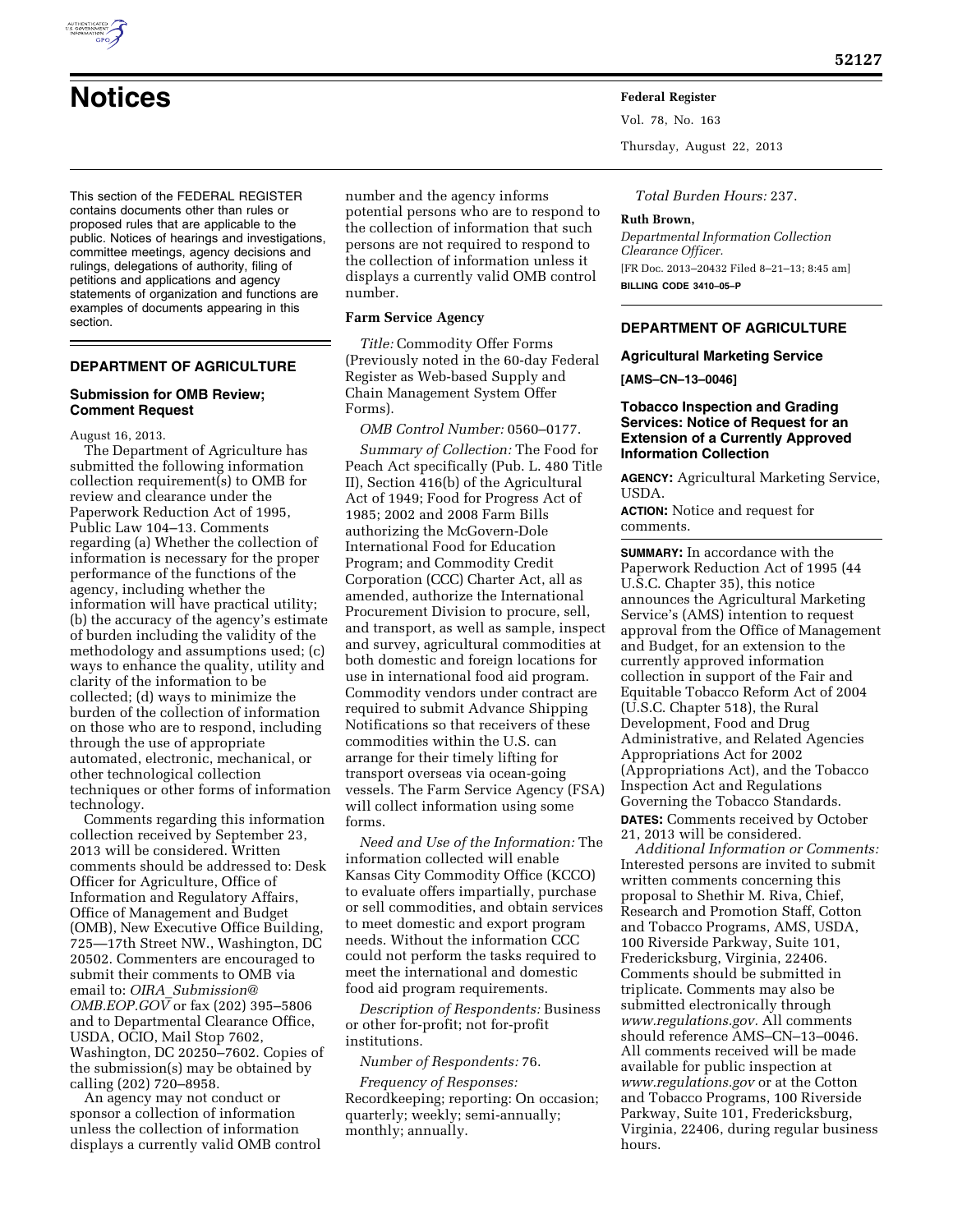# Notices

This section of the FEDERAL REGISTER contains documents other than rules or proposed rules that are applicable to the public. Notices of hearings and investigations, committee meetings, agency decisions and rulings, delegations of authority, filing of petitions and applications and agency statements of organization and functions are examples of documents appearing in this section.

## DEPARTMENT OF AGRICULTURE

### Submission for OMB Review; Comment Request

August 16, 2013.

The Department of Agriculture has submitted the following information collection requirement(s) to OMB for review and clearance under the Paperwork Reduction Act of 1995, Public Law 104–13. Comments regarding (a) Whether the collection of information is necessary for the proper performance of the functions of the agency, including whether the information will have practical utility; (b) the accuracy of the agency's estimate of burden including the validity of the methodology and assumptions used; (c) ways to enhance the quality, utility and clarity of the information to be collected; (d) ways to minimize the burden of the collection of information on those who are to respond, including through the use of appropriate automated, electronic, mechanical, or other technological collection techniques or other forms of information technology.

Comments regarding this information collection received by September 23, 2013 will be considered. Written comments should be addressed to: Desk Officer for Agriculture, Office of Information and Regulatory Affairs, Office of Management and Budget (OMB), New Executive Office Building, 725—17th Street NW., Washington, DC 20502. Commenters are encouraged to submit their comments to OMB via email to: *OIRA_Submission@OMB.EOP.GOV* or fax (202) 395–5806 and to Departmental Clearance Office, USDA, OCIO, Mail Stop 7602, Washington, DC 20250–7602. Copies of the submission(s) may be obtained by calling (202) 720–8958.

An agency may not conduct or sponsor a collection of information unless the collection of information displays a currently valid OMB control number and the agency informs potential persons who are to respond to the collection of information that such persons are not required to respond to the collection of information unless it displays a currently valid OMB control number.

**Farm Service Agency**

*Title:* Commodity Offer Forms (Previously noted in the 60-day Federal Register as Web-based Supply and Chain Management System Offer Forms).

*OMB Control Number:* 0560–0177.

*Summary of Collection:* The Food for Peach Act specifically (Pub. L. 480 Title II), Section 416(b) of the Agricultural Act of 1949; Food for Progress Act of 1985; 2002 and 2008 Farm Bills authorizing the McGovern-Dole International Food for Education Program; and Commodity Credit Corporation (CCC) Charter Act, all as amended, authorize the International Procurement Division to procure, sell, and transport, as well as sample, inspect and survey, agricultural commodities at both domestic and foreign locations for use in international food aid program. Commodity vendors under contract are required to submit Advance Shipping Notifications so that receivers of these commodities within the U.S. can arrange for their timely lifting for transport overseas via ocean-going vessels. The Farm Service Agency (FSA) will collect information using some forms.

*Need and Use of the Information:* The information collected will enable Kansas City Commodity Office (KCCO) to evaluate offers impartially, purchase or sell commodities, and obtain services to meet domestic and export program needs. Without the information CCC could not perform the tasks required to meet the international and domestic food aid program requirements.

*Description of Respondents:* Business or other for-profit; not for-profit institutions.

*Number of Respondents:* 76.

*Frequency of Responses:* Recordkeeping; reporting: On occasion; quarterly; weekly; semi-annually; monthly; annually.

*Total Burden Hours:* 237.

**Ruth Brown,**

*Departmental Information Collection Clearance Officer.*

[FR Doc. 2013–20432 Filed 8–21–13; 8:45 am]

**BILLING CODE 3410–05–P**

## DEPARTMENT OF AGRICULTURE

### Agricultural Marketing Service

**[AMS–CN–13–0046]**

### Tobacco Inspection and Grading Services: Notice of Request for an Extension of a Currently Approved Information Collection

**AGENCY:** Agricultural Marketing Service, USDA.

**ACTION:** Notice and request for comments.

**SUMMARY:** In accordance with the Paperwork Reduction Act of 1995 (44 U.S.C. Chapter 35), this notice announces the Agricultural Marketing Service's (AMS) intention to request approval from the Office of Management and Budget, for an extension to the currently approved information collection in support of the Fair and Equitable Tobacco Reform Act of 2004 (U.S.C. Chapter 518), the Rural Development, Food and Drug Administrative, and Related Agencies Appropriations Act for 2002 (Appropriations Act), and the Tobacco Inspection Act and Regulations Governing the Tobacco Standards.

**DATES:** Comments received by October 21, 2013 will be considered.

*Additional Information or Comments:* Interested persons are invited to submit written comments concerning this proposal to Shethir M. Riva, Chief, Research and Promotion Staff, Cotton and Tobacco Programs, AMS, USDA, 100 Riverside Parkway, Suite 101, Fredericksburg, Virginia, 22406. Comments should be submitted in triplicate. Comments may also be submitted electronically through *www.regulations.gov.* All comments should reference AMS–CN–13–0046. All comments received will be made available for public inspection at *www.regulations.gov* or at the Cotton and Tobacco Programs, 100 Riverside Parkway, Suite 101, Fredericksburg, Virginia, 22406, during regular business hours.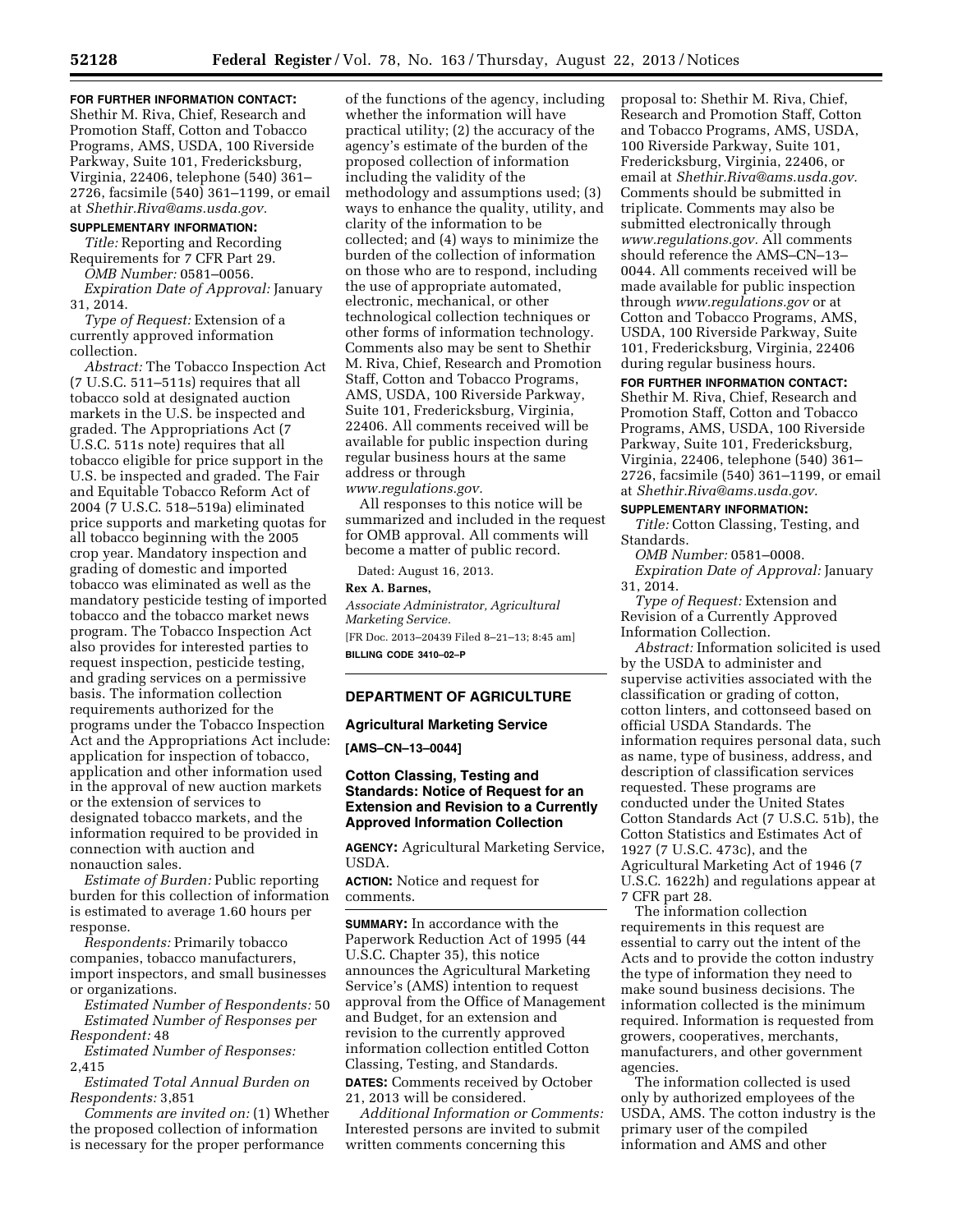**FOR FURTHER INFORMATION CONTACT:** Shethir M. Riva, Chief, Research and Promotion Staff, Cotton and Tobacco Programs, AMS, USDA, 100 Riverside Parkway, Suite 101, Fredericksburg, Virginia, 22406, telephone (540) 361–2726, facsimile (540) 361–1199, or email at *Shethir.Riva@ams.usda.gov.*

**SUPPLEMENTARY INFORMATION:**

*Title:* Reporting and Recording Requirements for 7 CFR Part 29.

*OMB Number:* 0581–0056.

*Expiration Date of Approval:* January 31, 2014.

*Type of Request:* Extension of a currently approved information collection.

*Abstract:* The Tobacco Inspection Act (7 U.S.C. 511–511s) requires that all tobacco sold at designated auction markets in the U.S. be inspected and graded. The Appropriations Act (7 U.S.C. 511s note) requires that all tobacco eligible for price support in the U.S. be inspected and graded. The Fair and Equitable Tobacco Reform Act of 2004 (7 U.S.C. 518–519a) eliminated price supports and marketing quotas for all tobacco beginning with the 2005 crop year. Mandatory inspection and grading of domestic and imported tobacco was eliminated as well as the mandatory pesticide testing of imported tobacco and the tobacco market news program. The Tobacco Inspection Act also provides for interested parties to request inspection, pesticide testing, and grading services on a permissive basis. The information collection requirements authorized for the programs under the Tobacco Inspection Act and the Appropriations Act include: application for inspection of tobacco, application and other information used in the approval of new auction markets or the extension of services to designated tobacco markets, and the information required to be provided in connection with auction and nonauction sales.

*Estimate of Burden:* Public reporting burden for this collection of information is estimated to average 1.60 hours per response.

*Respondents:* Primarily tobacco companies, tobacco manufacturers, import inspectors, and small businesses or organizations.

*Estimated Number of Respondents:* 50

*Estimated Number of Responses per Respondent:* 48

*Estimated Number of Responses:* 2,415

*Estimated Total Annual Burden on Respondents:* 3,851

*Comments are invited on:* (1) Whether the proposed collection of information is necessary for the proper performance of the functions of the agency, including whether the information will have practical utility; (2) the accuracy of the agency's estimate of the burden of the proposed collection of information including the validity of the methodology and assumptions used; (3) ways to enhance the quality, utility, and clarity of the information to be collected; and (4) ways to minimize the burden of the collection of information on those who are to respond, including the use of appropriate automated, electronic, mechanical, or other technological collection techniques or other forms of information technology. Comments also may be sent to Shethir M. Riva, Chief, Research and Promotion Staff, Cotton and Tobacco Programs, AMS, USDA, 100 Riverside Parkway, Suite 101, Fredericksburg, Virginia, 22406. All comments received will be available for public inspection during regular business hours at the same address or through *www.regulations.gov.*

All responses to this notice will be summarized and included in the request for OMB approval. All comments will become a matter of public record.

Dated: August 16, 2013.

**Rex A. Barnes,**

*Associate Administrator, Agricultural Marketing Service.*

[FR Doc. 2013–20439 Filed 8–21–13; 8:45 am]

**BILLING CODE 3410–02–P**

## DEPARTMENT OF AGRICULTURE

### Agricultural Marketing Service

**[AMS–CN–13–0044]**

### Cotton Classing, Testing and Standards: Notice of Request for an Extension and Revision to a Currently Approved Information Collection

**AGENCY:** Agricultural Marketing Service, USDA.

**ACTION:** Notice and request for comments.

**SUMMARY:** In accordance with the Paperwork Reduction Act of 1995 (44 U.S.C. Chapter 35), this notice announces the Agricultural Marketing Service's (AMS) intention to request approval from the Office of Management and Budget, for an extension and revision to the currently approved information collection entitled Cotton Classing, Testing, and Standards.

**DATES:** Comments received by October 21, 2013 will be considered.

*Additional Information or Comments:* Interested persons are invited to submit written comments concerning this proposal to: Shethir M. Riva, Chief, Research and Promotion Staff, Cotton and Tobacco Programs, AMS, USDA, 100 Riverside Parkway, Suite 101, Fredericksburg, Virginia, 22406, or email at *Shethir.Riva@ams.usda.gov.* Comments should be submitted in triplicate. Comments may also be submitted electronically through *www.regulations.gov.* All comments should reference the AMS–CN–13–0044. All comments received will be made available for public inspection through *www.regulations.gov* or at Cotton and Tobacco Programs, AMS, USDA, 100 Riverside Parkway, Suite 101, Fredericksburg, Virginia, 22406 during regular business hours.

**FOR FURTHER INFORMATION CONTACT:** Shethir M. Riva, Chief, Research and Promotion Staff, Cotton and Tobacco Programs, AMS, USDA, 100 Riverside Parkway, Suite 101, Fredericksburg, Virginia, 22406, telephone (540) 361–2726, facsimile (540) 361–1199, or email at *Shethir.Riva@ams.usda.gov.*

**SUPPLEMENTARY INFORMATION:**

*Title:* Cotton Classing, Testing, and Standards.

*OMB Number:* 0581–0008.

*Expiration Date of Approval:* January 31, 2014.

*Type of Request:* Extension and Revision of a Currently Approved Information Collection.

*Abstract:* Information solicited is used by the USDA to administer and supervise activities associated with the classification or grading of cotton, cotton linters, and cottonseed based on official USDA Standards. The information requires personal data, such as name, type of business, address, and description of classification services requested. These programs are conducted under the United States Cotton Standards Act (7 U.S.C. 51b), the Cotton Statistics and Estimates Act of 1927 (7 U.S.C. 473c), and the Agricultural Marketing Act of 1946 (7 U.S.C. 1622h) and regulations appear at 7 CFR part 28.

The information collection requirements in this request are essential to carry out the intent of the Acts and to provide the cotton industry the type of information they need to make sound business decisions. The information collected is the minimum required. Information is requested from growers, cooperatives, merchants, manufacturers, and other government agencies.

The information collected is used only by authorized employees of the USDA, AMS. The cotton industry is the primary user of the compiled information and AMS and other